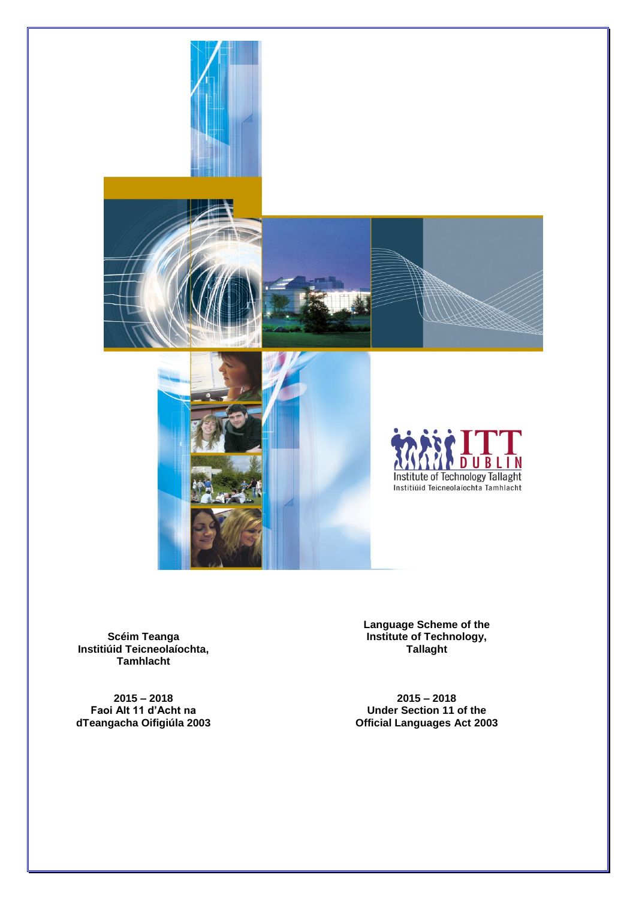**Scéim Teanga**
**Institiúid Teicneolaíochta, Tamhlacht**

**2015 – 2018**
**Faoi Alt 11 d'Acht na dTeangacha Oifigiúla 2003**

**Language Scheme of the Institute of Technology, Tallaght**

**2015 – 2018**
**Under Section 11 of the Official Languages Act 2003**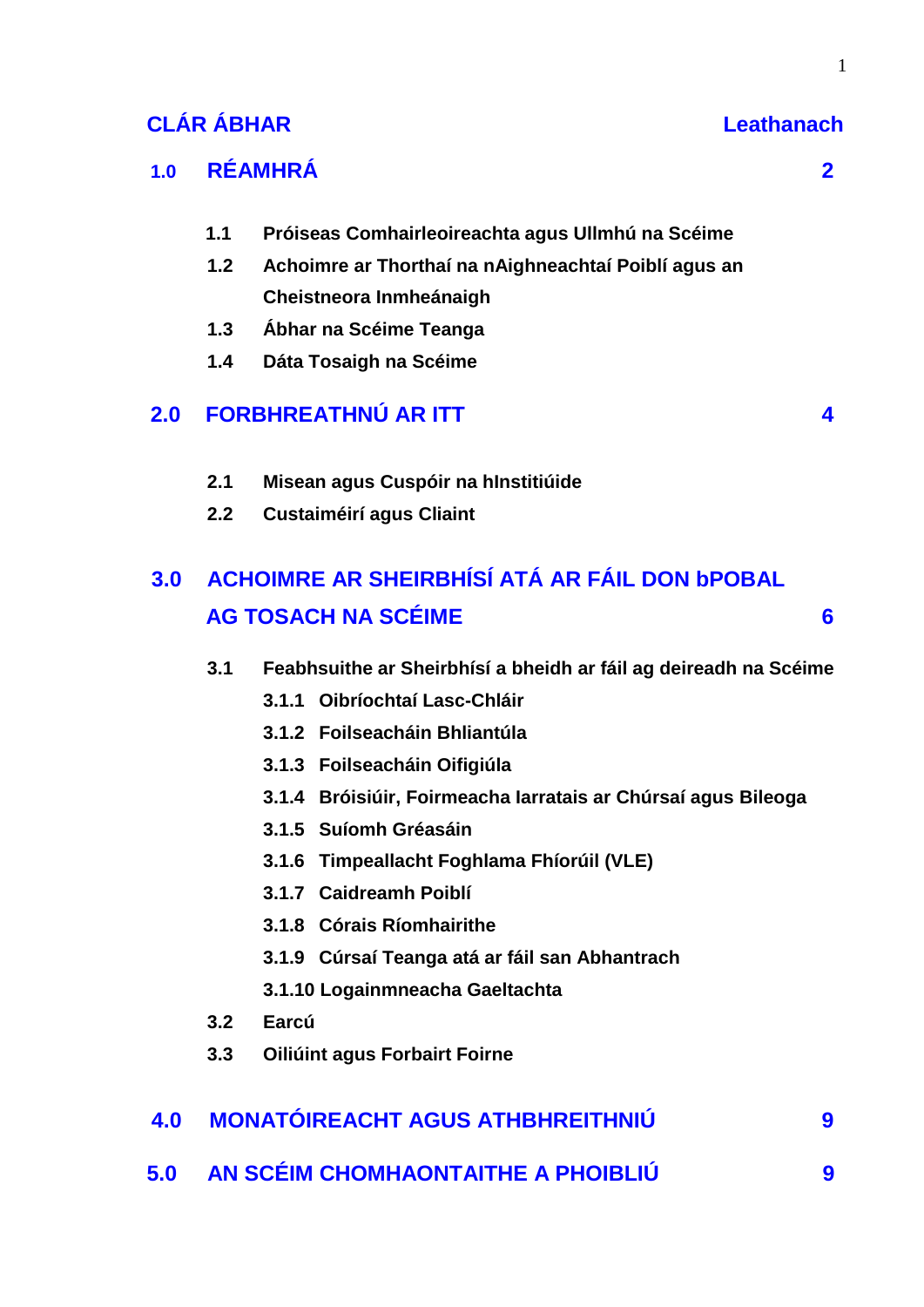# CLÁR ÁBHAR

| | | Leathanach |
|---|---|---|
| **1.0** | **RÉAMHRÁ** | **2** |
| 1.1 | Próiseas Comhairleoireachta agus Ullmhú na Scéime | |
| 1.2 | Achoimre ar Thorthaí na nAighneachtaí Poiblí agus an Cheistneora Inmheánaigh | |
| 1.3 | Ábhar na Scéime Teanga | |
| 1.4 | Dáta Tosaigh na Scéime | |
| **2.0** | **FORBHREATHNÚ AR ITT** | **4** |
| 2.1 | Misean agus Cuspóir na hInstitiúide | |
| 2.2 | Custaiméirí agus Cliaint | |
| **3.0** | **ACHOIMRE AR SHEIRBHÍSÍ ATÁ AR FÁIL DON bPOBAL AG TOSACH NA SCÉIME** | **6** |
| 3.1 | Feabhsuithe ar Sheirbhísí a bheidh ar fáil ag deireadh na Scéime | |
| 3.1.1 | Oibríochtaí Lasc-Chláir | |
| 3.1.2 | Foilseacháin Bhliantúla | |
| 3.1.3 | Foilseacháin Oifigiúla | |
| 3.1.4 | Bróisiúir, Foirmeacha Iarratais ar Chúrsaí agus Bileoga | |
| 3.1.5 | Suíomh Gréasáin | |
| 3.1.6 | Timpeallacht Foghlama Fhíorúil (VLE) | |
| 3.1.7 | Caidreamh Poiblí | |
| 3.1.8 | Córais Ríomhairithe | |
| 3.1.9 | Cúrsaí Teanga atá ar fáil san Abhantrach | |
| 3.1.10 | Logainmneacha Gaeltachta | |
| 3.2 | Earcú | |
| 3.3 | Oiliúint agus Forbairt Foirne | |
| **4.0** | **MONATÓIREACHT AGUS ATHBHREITHNIÚ** | **9** |
| **5.0** | **AN SCÉIM CHOMHAONTAITHE A PHOIBLIÚ** | **9** |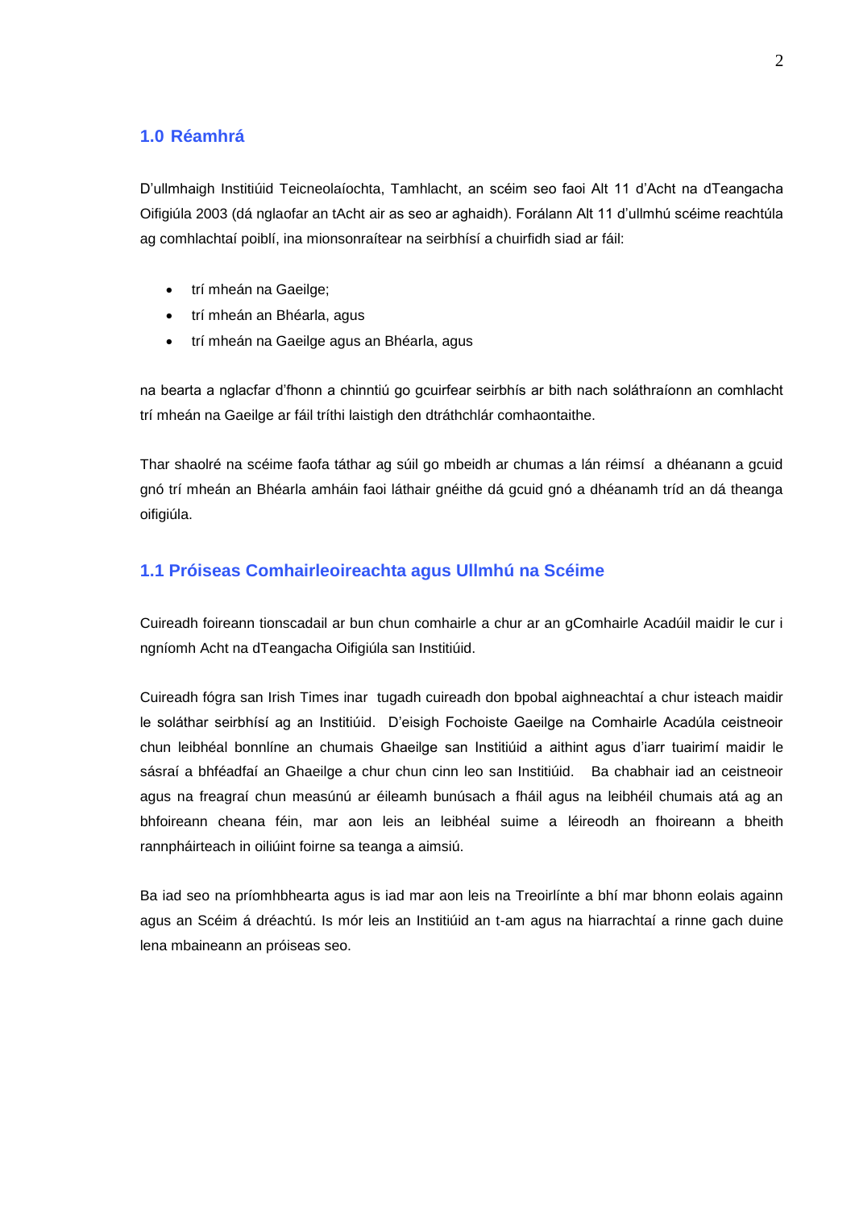## 1.0 Réamhrá

D'ullmhaigh Institiúid Teicneolaíochta, Tamhlacht, an scéim seo faoi Alt 11 d'Acht na dTeangacha Oifigiúla 2003 (dá nglaofar an tAcht air as seo ar aghaidh). Forálann Alt 11 d'ullmhú scéime reachtúla ag comhlachtaí poiblí, ina mionsonraítear na seirbhísí a chuirfidh siad ar fáil:

- trí mheán na Gaeilge;
- trí mheán an Bhéarla, agus
- trí mheán na Gaeilge agus an Bhéarla, agus

na bearta a nglacfar d'fhonn a chinntiú go gcuirfear seirbhís ar bith nach soláthraíonn an comhlacht trí mheán na Gaeilge ar fáil tríthi laistigh den dtráthchlár comhaontaithe.

Thar shaolré na scéime faofa táthar ag súil go mbeidh ar chumas a lán réimsí a dhéanann a gcuid gnó trí mheán an Bhéarla amháin faoi láthair gnéithe dá gcuid gnó a dhéanamh tríd an dá theanga oifigiúla.

## 1.1 Próiseas Comhairleoireachta agus Ullmhú na Scéime

Cuireadh foireann tionscadail ar bun chun comhairle a chur ar an gComhairle Acadúil maidir le cur i ngníomh Acht na dTeangacha Oifigiúla san Institiúid.

Cuireadh fógra san Irish Times inar tugadh cuireadh don bpobal aighneachtaí a chur isteach maidir le soláthar seirbhísí ag an Institiúid. D'eisigh Fochoiste Gaeilge na Comhairle Acadúla ceistneoir chun leibhéal bonnlíne an chumais Ghaeilge san Institiúid a aithint agus d'iarr tuairimí maidir le sásraí a bhféadfaí an Ghaeilge a chur chun cinn leo san Institiúid. Ba chabhair iad an ceistneoir agus na freagraí chun measúnú ar éileamh bunúsach a fháil agus na leibhéil chumais atá ag an bhfoireann cheana féin, mar aon leis an leibhéal suime a léireodh an fhoireann a bheith rannpháirteach in oiliúint foirne sa teanga a aimsiú.

Ba iad seo na príomhbhearta agus is iad mar aon leis na Treoirlínte a bhí mar bhonn eolais againn agus an Scéim á dréachtú. Is mór leis an Institiúid an t-am agus na hiarrachtaí a rinne gach duine lena mbaineann an próiseas seo.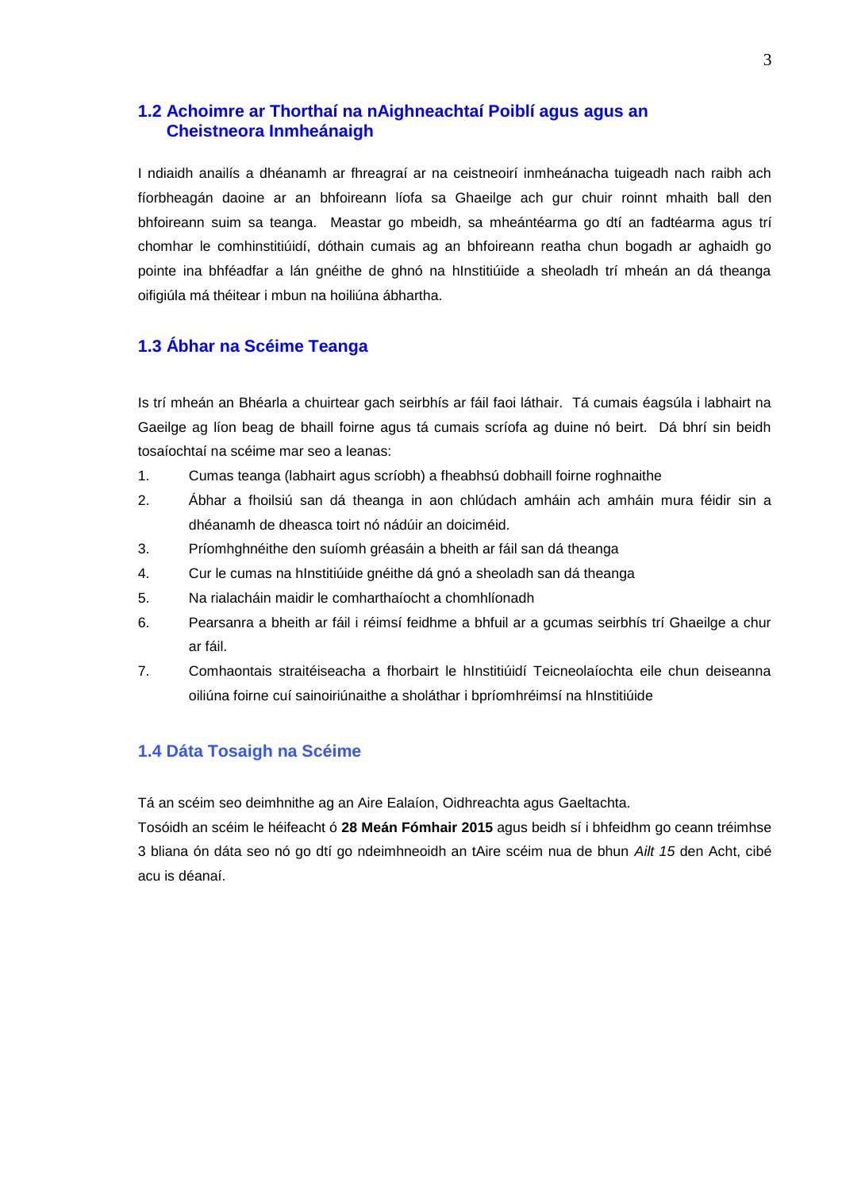## 1.2 Achoimre ar Thorthaí na nAighneachtaí Poiblí agus agus an Cheistneora Inmheánaigh

I ndiaidh anailís a dhéanamh ar fhreagraí ar na ceistneoirí inmheánacha tuigeadh nach raibh ach fíorbheagán daoine ar an bhfoireann líofa sa Ghaeilge ach gur chuir roinnt mhaith ball den bhfoireann suim sa teanga. Meastar go mbeidh, sa mheántéarma go dtí an fadtéarma agus trí chomhar le comhinstitiúidí, dóthain cumais ag an bhfoireann reatha chun bogadh ar aghaidh go pointe ina bhféadfar a lán gnéithe de ghnó na hInstitiúide a sheoladh trí mheán an dá theanga oifigiúla má théitear i mbun na hoiliúna ábhartha.

## 1.3 Ábhar na Scéime Teanga

Is trí mheán an Bhéarla a chuirtear gach seirbhís ar fáil faoi láthair. Tá cumais éagsúla i labhairt na Gaeilge ag líon beag de bhaill foirne agus tá cumais scríofa ag duine nó beirt. Dá bhrí sin beidh tosaíochtaí na scéime mar seo a leanas:

1. Cumas teanga (labhairt agus scríobh) a fheabhsú dobhaill foirne roghnaithe
2. Ábhar a fhoilsiú san dá theanga in aon chlúdach amháin ach amháin mura féidir sin a dhéanamh de dheasca toirt nó nádúir an doiciméid.
3. Príomhghnéithe den suíomh gréasáin a bheith ar fáil san dá theanga
4. Cur le cumas na hInstitiúide gnéithe dá gnó a sheoladh san dá theanga
5. Na rialacháin maidir le comharthaíocht a chomhlíonadh
6. Pearsanra a bheith ar fáil i réimsí feidhme a bhfuil ar a gcumas seirbhís trí Ghaeilge a chur ar fáil.
7. Comhaontais straitéiseacha a fhorbairt le hInstitiúidí Teicneolaíochta eile chun deiseanna oiliúna foirne cuí sainoiriúnaithe a sholáthar i bpríomhréimsí na hInstitiúide

## 1.4 Dáta Tosaigh na Scéime

Tá an scéim seo deimhnithe ag an Aire Ealaíon, Oidhreachta agus Gaeltachta.
Tosóidh an scéim le héifeacht ó **28 Meán Fómhair 2015** agus beidh sí i bhfeidhm go ceann tréimhse 3 bliana ón dáta seo nó go dtí go ndeimhneoidh an tAire scéim nua de bhun *Ailt 15* den Acht, cibé acu is déanaí.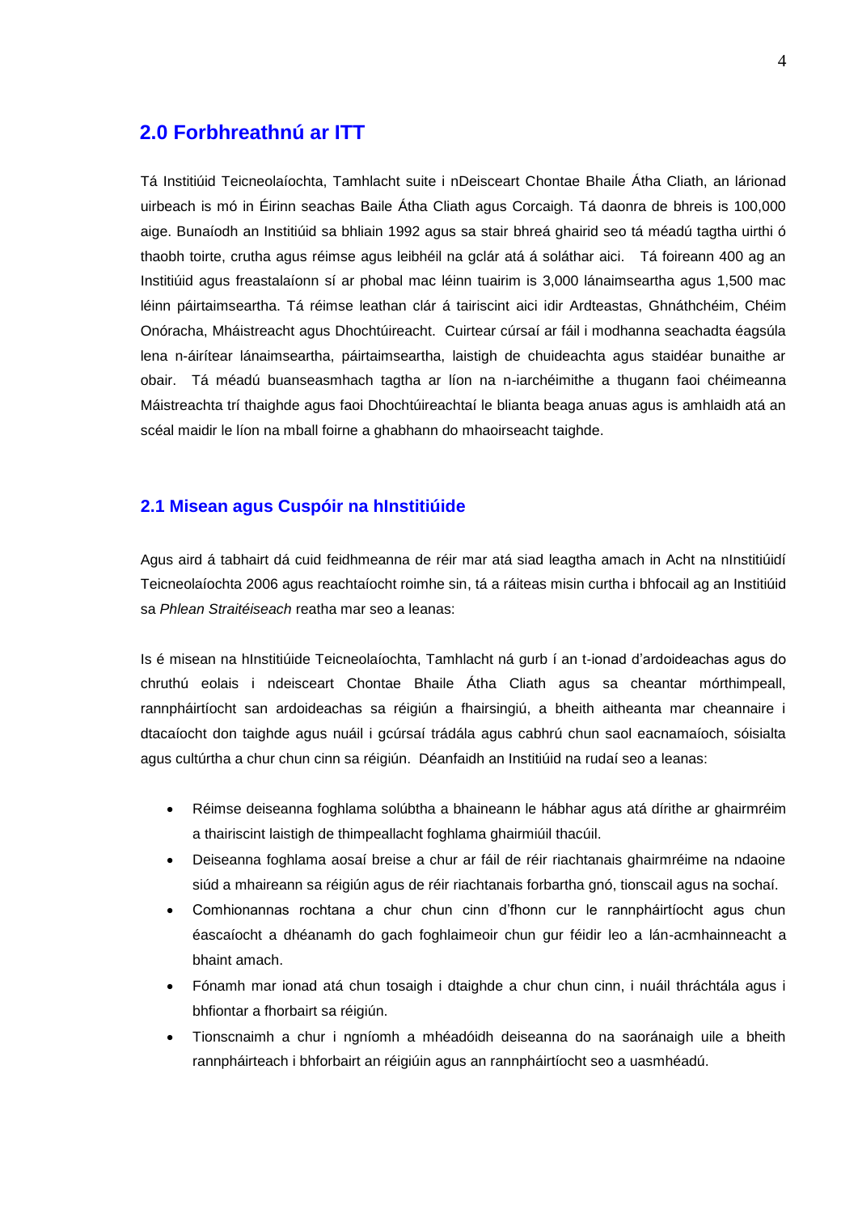## 2.0 Forbhreathnú ar ITT

Tá Institiúid Teicneolaíochta, Tamhlacht suite i nDeisceart Chontae Bhaile Átha Cliath, an lárionad uirbeach is mó in Éirinn seachas Baile Átha Cliath agus Corcaigh. Tá daonra de bhreis is 100,000 aige. Bunaíodh an Institiúid sa bhliain 1992 agus sa stair bhreá ghairid seo tá méadú tagtha uirthi ó thaobh toirte, crutha agus réimse agus leibhéil na gclár atá á soláthar aici. Tá foireann 400 ag an Institiúid agus freastalaíonn sí ar phobal mac léinn tuairim is 3,000 lánaimseartha agus 1,500 mac léinn páirtaimseartha. Tá réimse leathan clár á tairiscint aici idir Ardteastas, Ghnáthchéim, Chéim Onóracha, Mháistreacht agus Dhochtúireacht. Cuirtear cúrsaí ar fáil i modhanna seachadta éagsúla lena n-áirítear lánaimseartha, páirtaimseartha, laistigh de chuideachta agus staidéar bunaithe ar obair. Tá méadú buanseasmhach tagtha ar líon na n-iarchéimithe a thugann faoi chéimeanna Máistreachta trí thaighde agus faoi Dhochtúireachtaí le blianta beaga anuas agus is amhlaidh atá an scéal maidir le líon na mball foirne a ghabhann do mhaoirseacht taighde.

### 2.1 Misean agus Cuspóir na hInstitiúide

Agus aird á tabhairt dá cuid feidhmeanna de réir mar atá siad leagtha amach in Acht na nInstitiúidí Teicneolaíochta 2006 agus reachtaíocht roimhe sin, tá a ráiteas misin curtha i bhfocail ag an Institiúid sa *Phlean Straitéiseach* reatha mar seo a leanas:

Is é misean na hInstitiúide Teicneolaíochta, Tamhlacht ná gurb í an t-ionad d'ardoideachas agus do chruthú eolais i ndeisceart Chontae Bhaile Átha Cliath agus sa cheantar mórthimpeall, rannpháirtíocht san ardoideachas sa réigiún a fhairsingiú, a bheith aitheanta mar cheannaire i dtacaíocht don taighde agus nuáil i gcúrsaí trádála agus cabhrú chun saol eacnamaíoch, sóisialta agus cultúrtha a chur chun cinn sa réigiún. Déanfaidh an Institiúid na rudaí seo a leanas:

- Réimse deiseanna foghlama solúbtha a bhaineann le hábhar agus atá dírithe ar ghairmréim a thairiscint laistigh de thimpeallacht foghlama ghairmiúil thacúil.
- Deiseanna foghlama aosaí breise a chur ar fáil de réir riachtanais ghairmréime na ndaoine siúd a mhaireann sa réigiún agus de réir riachtanais forbartha gnó, tionscail agus na sochaí.
- Comhionannas rochtana a chur chun cinn d'fhonn cur le rannpháirtíocht agus chun éascaíocht a dhéanamh do gach foghlaimeoir chun gur féidir leo a lán-acmhainneacht a bhaint amach.
- Fónamh mar ionad atá chun tosaigh i dtaighde a chur chun cinn, i nuáil thráchtála agus i bhfiontar a fhorbairt sa réigiún.
- Tionscnaimh a chur i ngníomh a mhéadóidh deiseanna do na saoránaigh uile a bheith rannpháirteach i bhforbairt an réigiúin agus an rannpháirtíocht seo a uasmhéadú.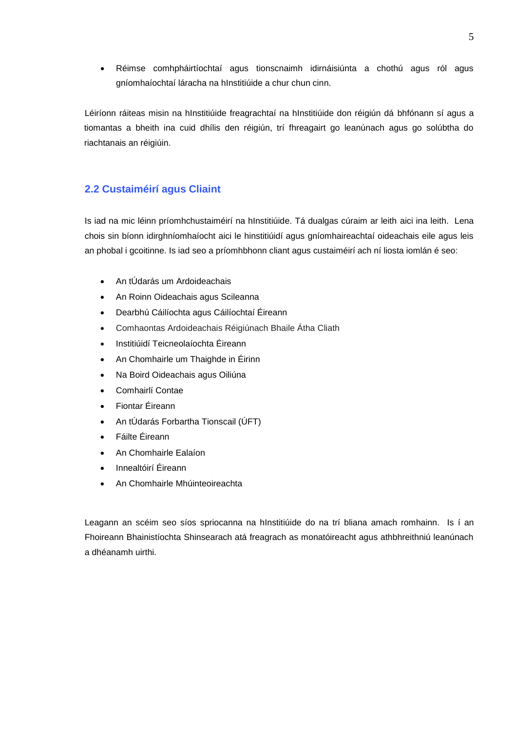- Réimse comhpháirtíochtaí agus tionscnaimh idirnáisiúnta a chothú agus ról agus gníomhaíochtaí láracha na hInstitiúide a chur chun cinn.

Léiríonn ráiteas misin na hInstitiúide freagrachtaí na hInstitiúide don réigiún dá bhfónann sí agus a tiomantas a bheith ina cuid dhílis den réigiún, trí fhreagairt go leanúnach agus go solúbtha do riachtanais an réigiúin.

## 2.2 Custaiméirí agus Cliaint

Is iad na mic léinn príomhchustaiméirí na hInstitiúide. Tá dualgas cúraim ar leith aici ina leith. Lena chois sin bíonn idirghníomhaíocht aici le hinstitiúidí agus gníomhaireachtaí oideachais eile agus leis an phobal i gcoitinne. Is iad seo a príomhbhonn cliant agus custaiméirí ach ní liosta iomlán é seo:

- An tÚdarás um Ardoideachais
- An Roinn Oideachais agus Scileanna
- Dearbhú Cáilíochta agus Cáilíochtaí Éireann
- Comhaontas Ardoideachais Réigiúnach Bhaile Átha Cliath
- Institiúidí Teicneolaíochta Éireann
- An Chomhairle um Thaighde in Éirinn
- Na Boird Oideachais agus Oiliúna
- Comhairlí Contae
- Fiontar Éireann
- An tÚdarás Forbartha Tionscail (ÚFT)
- Fáilte Éireann
- An Chomhairle Ealaíon
- Innealtóirí Éireann
- An Chomhairle Mhúinteoireachta

Leagann an scéim seo síos spriocanna na hInstitiúide do na trí bliana amach romhainn. Is í an Fhoireann Bhainistíochta Shinsearach atá freagrach as monatóireacht agus athbhreithniú leanúnach a dhéanamh uirthi.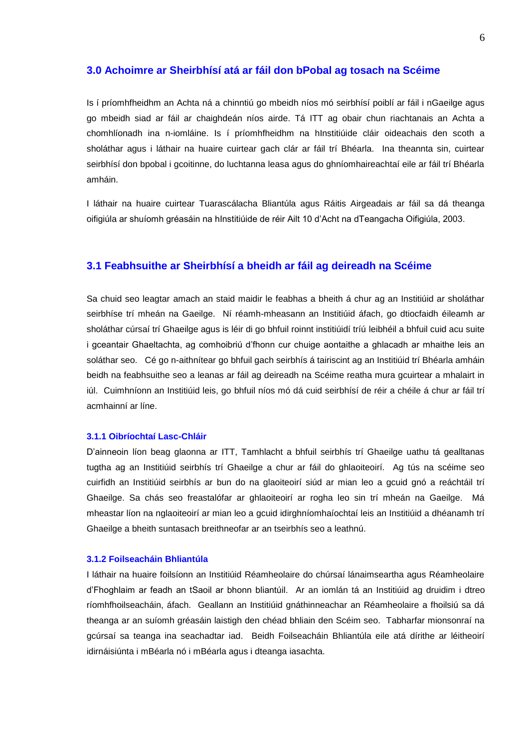## 3.0 Achoimre ar Sheirbhísí atá ar fáil don bPobal ag tosach na Scéime

Is í príomhfheidhm an Achta ná a chinntiú go mbeidh níos mó seirbhísí poiblí ar fáil i nGaeilge agus go mbeidh siad ar fáil ar chaighdeán níos airde. Tá ITT ag obair chun riachtanais an Achta a chomhlíonadh ina n-iomláine. Is í príomhfheidhm na hInstitiúide cláir oideachais den scoth a sholáthar agus i láthair na huaire cuirtear gach clár ar fáil trí Bhéarla. Ina theannta sin, cuirtear seirbhísí don bpobal i gcoitinne, do luchtanna leasa agus do ghníomhaireachtaí eile ar fáil trí Bhéarla amháin.

I láthair na huaire cuirtear Tuarascálacha Bliantúla agus Ráitis Airgeadais ar fáil sa dá theanga oifigiúla ar shuíomh gréasáin na hInstitiúide de réir Ailt 10 d'Acht na dTeangacha Oifigiúla, 2003.

## 3.1 Feabhsuithe ar Sheirbhísí a bheidh ar fáil ag deireadh na Scéime

Sa chuid seo leagtar amach an staid maidir le feabhas a bheith á chur ag an Institiúid ar sholáthar seirbhíse trí mheán na Gaeilge. Ní réamh-mheasann an Institiúid áfach, go dtiocfaidh éileamh ar sholáthar cúrsaí trí Ghaeilge agus is léir di go bhfuil roinnt institiúidí tríú leibhéil a bhfuil cuid acu suite i gceantair Ghaeltachta, ag comhoibriú d'fhonn cur chuige aontaithe a ghlacadh ar mhaithe leis an soláthar seo. Cé go n-aithnítear go bhfuil gach seirbhís á tairiscint ag an Institiúid trí Bhéarla amháin beidh na feabhsuithe seo a leanas ar fáil ag deireadh na Scéime reatha mura gcuirtear a mhalairt in iúl. Cuimhníonn an Institiúid leis, go bhfuil níos mó dá cuid seirbhísí de réir a chéile á chur ar fáil trí acmhainní ar líne.

### 3.1.1 Oibríochtaí Lasc-Chláir

D'ainneoin líon beag glaonna ar ITT, Tamhlacht a bhfuil seirbhís trí Ghaeilge uathu tá gealltanas tugtha ag an Institiúid seirbhís trí Ghaeilge a chur ar fáil do ghlaoiteoirí. Ag tús na scéime seo cuirfidh an Institiúid seirbhís ar bun do na glaoiteoirí siúd ar mian leo a gcuid gnó a reáchtáil trí Ghaeilge. Sa chás seo freastalófar ar ghlaoiteoirí ar rogha leo sin trí mheán na Gaeilge. Má mheastar líon na nglaoiteoirí ar mian leo a gcuid idirghníomhaíochtaí leis an Institiúid a dhéanamh trí Ghaeilge a bheith suntasach breithneofar ar an tseirbhís seo a leathnú.

### 3.1.2 Foilseacháin Bhliantúla

I láthair na huaire foilsíonn an Institiúid Réamheolaire do chúrsaí lánaimseartha agus Réamheolaire d'Fhoghlaim ar feadh an tSaoil ar bhonn bliantúil. Ar an iomlán tá an Institiúid ag druidim i dtreo ríomhfhoilseacháin, áfach. Geallann an Institiúid gnáthinneachar an Réamheolaire a fhoilsiú sa dá theanga ar an suíomh gréasáin laistigh den chéad bhliain den Scéim seo. Tabharfar mionsonraí na gcúrsaí sa teanga ina seachadtar iad. Beidh Foilseacháin Bhliantúla eile atá dírithe ar léitheoirí idirnáisiúnta i mBéarla nó i mBéarla agus i dteanga iasachta.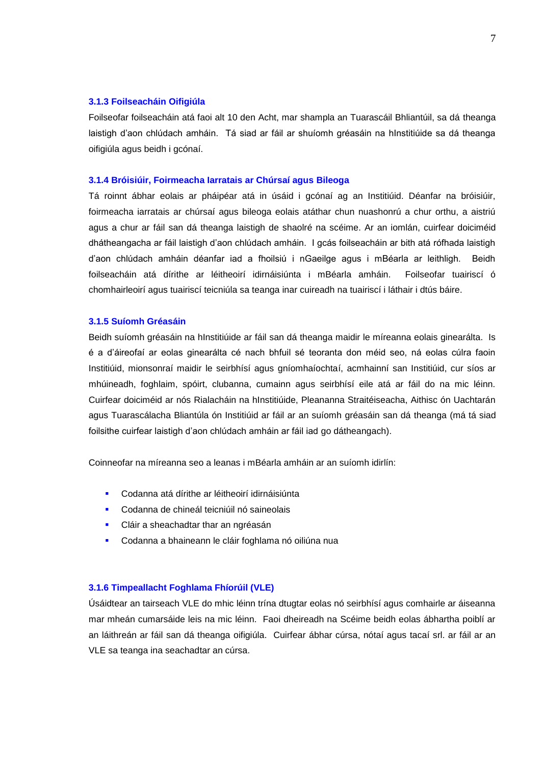### 3.1.3 Foilseacháin Oifigiúla

Foilseofar foilseacháin atá faoi alt 10 den Acht, mar shampla an Tuarascáil Bhliantúil, sa dá theanga laistigh d'aon chlúdach amháin. Tá siad ar fáil ar shuíomh gréasáin na hInstitiúide sa dá theanga oifigiúla agus beidh i gcónaí.

### 3.1.4 Bróisiúir, Foirmeacha Iarratais ar Chúrsaí agus Bileoga

Tá roinnt ábhar eolais ar pháipéar atá in úsáid i gcónaí ag an Institiúid. Déanfar na bróisiúir, foirmeacha iarratais ar chúrsaí agus bileoga eolais atáthar chun nuashonrú a chur orthu, a aistriú agus a chur ar fáil san dá theanga laistigh de shaolré na scéime. Ar an iomlán, cuirfear doiciméid dhátheangacha ar fáil laistigh d'aon chlúdach amháin. I gcás foilseacháin ar bith atá rófhada laistigh d'aon chlúdach amháin déanfar iad a fhoilsiú i nGaeilge agus i mBéarla ar leithligh. Beidh foilseacháin atá dírithe ar léitheoirí idirnáisiúnta i mBéarla amháin. Foilseofar tuairiscí ó chomhairleoirí agus tuairiscí teicniúla sa teanga inar cuireadh na tuairiscí i láthair i dtús báire.

### 3.1.5 Suíomh Gréasáin

Beidh suíomh gréasáin na hInstitiúide ar fáil san dá theanga maidir le míreanna eolais ginearálta. Is é a d'áireofaí ar eolas ginearálta cé nach bhfuil sé teoranta don méid seo, ná eolas cúlra faoin Institiúid, mionsonraí maidir le seirbhísí agus gníomhaíochtaí, acmhainní san Institiúid, cur síos ar mhúineadh, foghlaim, spóirt, clubanna, cumainn agus seirbhísí eile atá ar fáil do na mic léinn. Cuirfear doiciméid ar nós Rialacháin na hInstitiúide, Pleananna Straitéiseacha, Aithisc ón Uachtarán agus Tuarascálacha Bliantúla ón Institiúid ar fáil ar an suíomh gréasáin san dá theanga (má tá siad foilsithe cuirfear laistigh d'aon chlúdach amháin ar fáil iad go dátheangach).

Coinneofar na míreanna seo a leanas i mBéarla amháin ar an suíomh idirlín:

- Codanna atá dírithe ar léitheoirí idirnáisiúnta
- Codanna de chineál teicniúil nó saineolais
- Cláir a sheachadtar thar an ngréasán
- Codanna a bhaineann le cláir foghlama nó oiliúna nua

### 3.1.6 Timpeallacht Foghlama Fhíorúil (VLE)

Úsáidtear an tairseach VLE do mhic léinn trína dtugtar eolas nó seirbhísí agus comhairle ar áiseanna mar mheán cumarsáide leis na mic léinn. Faoi dheireadh na Scéime beidh eolas ábhartha poiblí ar an láithreán ar fáil san dá theanga oifigiúla. Cuirfear ábhar cúrsa, nótaí agus tacaí srl. ar fáil ar an VLE sa teanga ina seachadtar an cúrsa.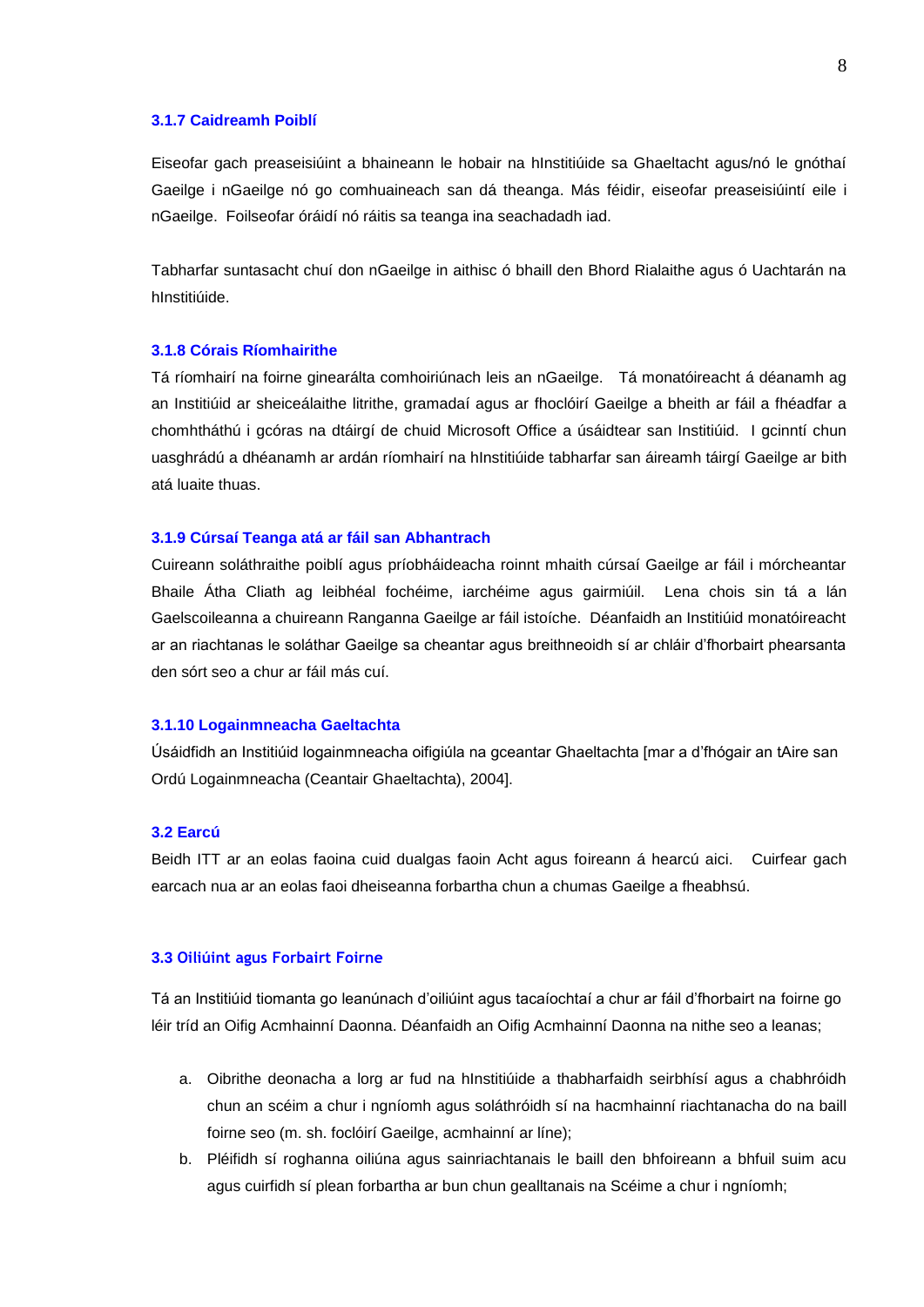### 3.1.7 Caidreamh Poiblí

Eiseofar gach preaseisiúint a bhaineann le hobair na hInstitiúide sa Ghaeltacht agus/nó le gnóthaí Gaeilge i nGaeilge nó go comhuaineach san dá theanga. Más féidir, eiseofar preaseisiúintí eile i nGaeilge. Foilseofar óráidí nó ráitis sa teanga ina seachadadh iad.

Tabharfar suntasacht chuí don nGaeilge in aithisc ó bhaill den Bhord Rialaithe agus ó Uachtarán na hInstitiúide.

### 3.1.8 Córais Ríomhairithe

Tá ríomhairí na foirne ginearálta comhoiriúnach leis an nGaeilge. Tá monatóireacht á déanamh ag an Institiúid ar sheiceálaithe litrithe, gramadaí agus ar fhoclóirí Gaeilge a bheith ar fáil a fhéadfar a chomhtháthú i gcóras na dtáirgí de chuid Microsoft Office a úsáidtear san Institiúid. I gcinntí chun uasghrádú a dhéanamh ar ardán ríomhairí na hInstitiúide tabharfar san áireamh táirgí Gaeilge ar bith atá luaite thuas.

### 3.1.9 Cúrsaí Teanga atá ar fáil san Abhantrach

Cuireann soláthraithe poiblí agus príobháideacha roinnt mhaith cúrsaí Gaeilge ar fáil i mórcheantar Bhaile Átha Cliath ag leibhéal fochéime, iarchéime agus gairmiúil. Lena chois sin tá a lán Gaelscoileanna a chuireann Ranganna Gaeilge ar fáil istoíche. Déanfaidh an Institiúid monatóireacht ar an riachtanas le soláthar Gaeilge sa cheantar agus breithneoidh sí ar chláir d'fhorbairt phearsanta den sórt seo a chur ar fáil más cuí.

### 3.1.10 Logainmneacha Gaeltachta

Úsáidfidh an Institiúid logainmneacha oifigiúla na gceantar Ghaeltachta [mar a d'fhógair an tAire san Ordú Logainmneacha (Ceantair Ghaeltachta), 2004].

### 3.2 Earcú

Beidh ITT ar an eolas faoina cuid dualgas faoin Acht agus foireann á hearcú aici. Cuirfear gach earcach nua ar an eolas faoi dheiseanna forbartha chun a chumas Gaeilge a fheabhsú.

### 3.3 Oiliúint agus Forbairt Foirne

Tá an Institiúid tiomanta go leanúnach d'oiliúint agus tacaíochtaí a chur ar fáil d'fhorbairt na foirne go léir tríd an Oifig Acmhainní Daonna. Déanfaidh an Oifig Acmhainní Daonna na nithe seo a leanas;

a. Oibrithe deonacha a lorg ar fud na hInstitiúide a thabharfaidh seirbhísí agus a chabhróidh chun an scéim a chur i ngníomh agus soláthróidh sí na hacmhainní riachtanacha do na baill foirne seo (m. sh. foclóirí Gaeilge, acmhainní ar líne);
b. Pléifidh sí roghanna oiliúna agus sainriachtanais le baill den bhfoireann a bhfuil suim acu agus cuirfidh sí plean forbartha ar bun chun gealltanais na Scéime a chur i ngníomh;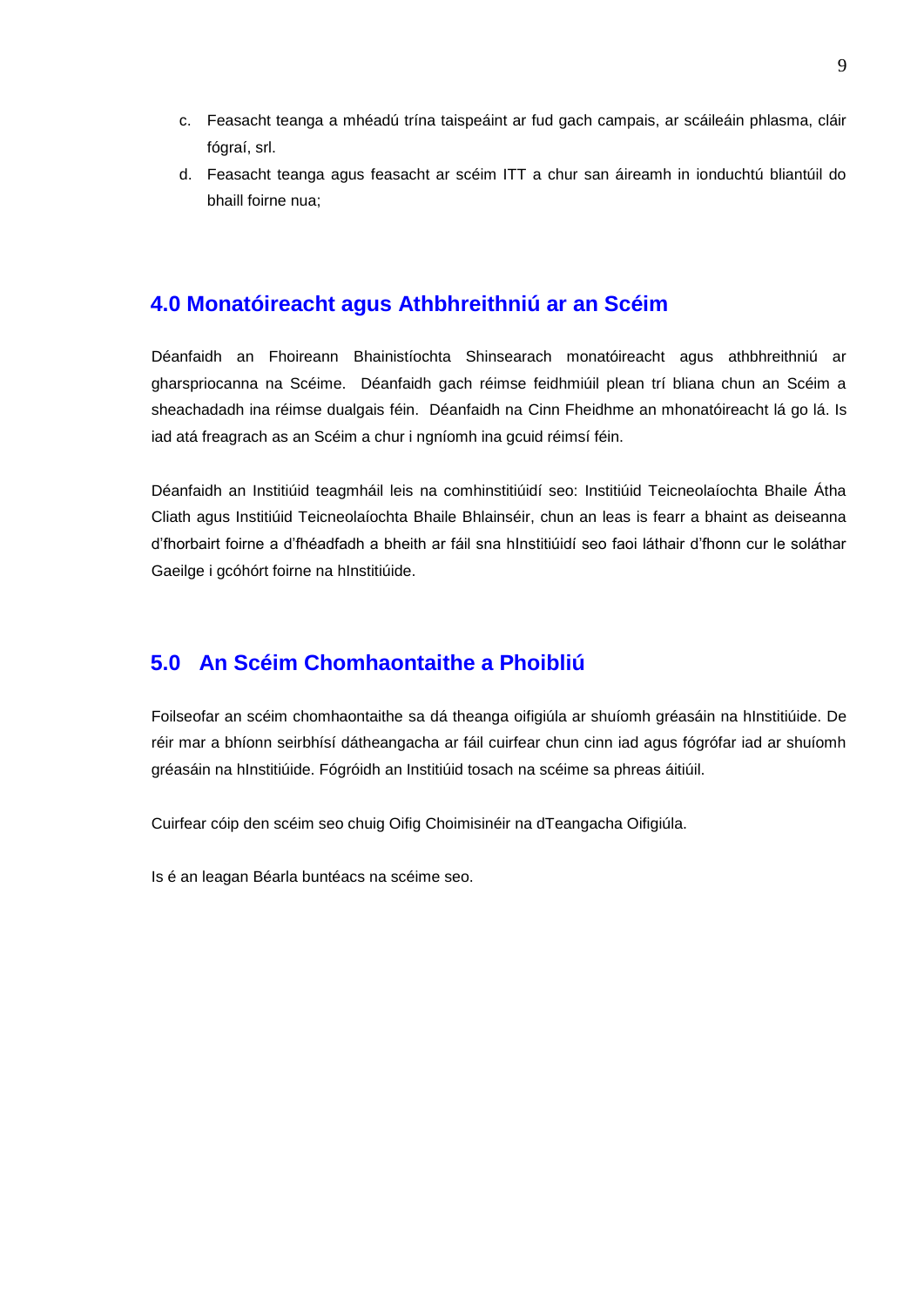c. Feasacht teanga a mhéadú trína taispeáint ar fud gach campais, ar scáileáin phlasma, cláir fógraí, srl.
d. Feasacht teanga agus feasacht ar scéim ITT a chur san áireamh in ionduchtú bliantúil do bhaill foirne nua;

## 4.0 Monatóireacht agus Athbhreithniú ar an Scéim

Déanfaidh an Fhoireann Bhainistíochta Shinsearach monatóireacht agus athbhreithniú ar gharspriocanna na Scéime. Déanfaidh gach réimse feidhmiúil plean trí bliana chun an Scéim a sheachadadh ina réimse dualgais féin. Déanfaidh na Cinn Fheidhme an mhonatóireacht lá go lá. Is iad atá freagrach as an Scéim a chur i ngníomh ina gcuid réimsí féin.

Déanfaidh an Institiúid teagmháil leis na comhinstitiúidí seo: Institiúid Teicneolaíochta Bhaile Átha Cliath agus Institiúid Teicneolaíochta Bhaile Bhlainséir, chun an leas is fearr a bhaint as deiseanna d'fhorbairt foirne a d'fhéadfadh a bheith ar fáil sna hInstitiúidí seo faoi láthair d'fhonn cur le soláthar Gaeilge i gcóhórt foirne na hInstitiúide.

## 5.0 An Scéim Chomhaontaithe a Phoibliú

Foilseofar an scéim chomhaontaithe sa dá theanga oifigiúla ar shuíomh gréasáin na hInstitiúide. De réir mar a bhíonn seirbhísí dátheangacha ar fáil cuirfear chun cinn iad agus fógrófar iad ar shuíomh gréasáin na hInstitiúide. Fógróidh an Institiúid tosach na scéime sa phreas áitiúil.

Cuirfear cóip den scéim seo chuig Oifig Choimisinéir na dTeangacha Oifigiúla.

Is é an leagan Béarla buntéacs na scéime seo.